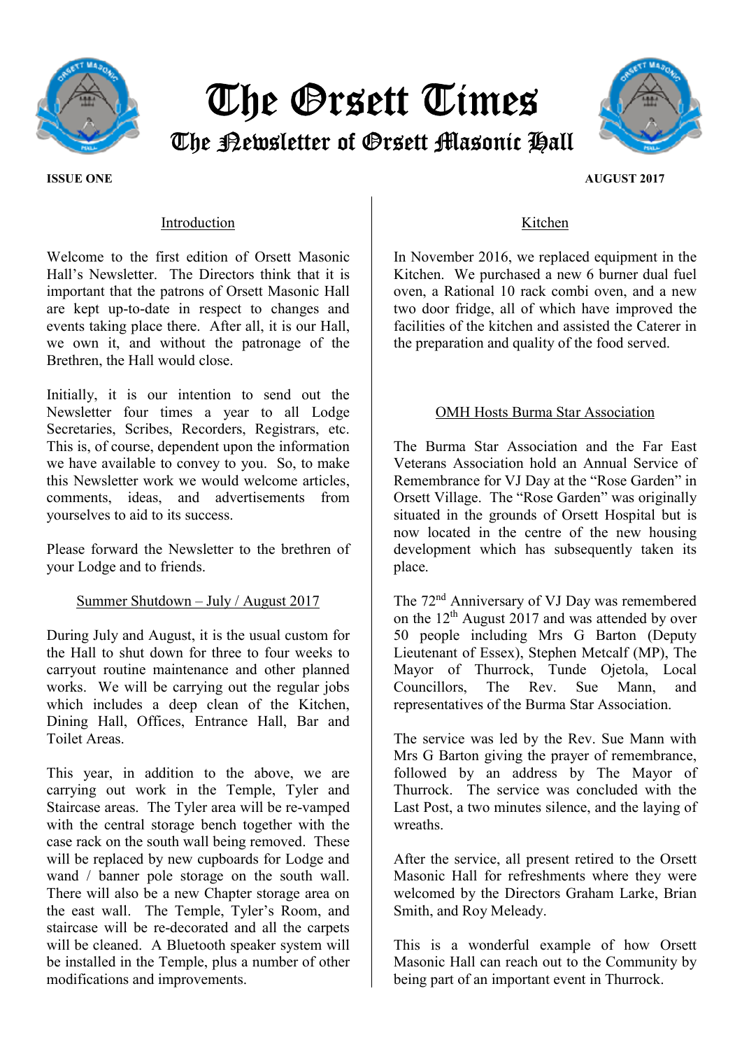# The Orsett Times

## The Newsletter of Orsett Masonic Hall

**ISSUE ONE** **AUGUST 2017**

### Introduction

Welcome to the first edition of Orsett Masonic Hall's Newsletter. The Directors think that it is important that the patrons of Orsett Masonic Hall are kept up-to-date in respect to changes and events taking place there. After all, it is our Hall, we own it, and without the patronage of the Brethren, the Hall would close.

Initially, it is our intention to send out the Newsletter four times a year to all Lodge Secretaries, Scribes, Recorders, Registrars, etc. This is, of course, dependent upon the information we have available to convey to you. So, to make this Newsletter work we would welcome articles, comments, ideas, and advertisements from yourselves to aid to its success.

Please forward the Newsletter to the brethren of your Lodge and to friends.

### Summer Shutdown – July / August 2017

During July and August, it is the usual custom for the Hall to shut down for three to four weeks to carryout routine maintenance and other planned works. We will be carrying out the regular jobs which includes a deep clean of the Kitchen, Dining Hall, Offices, Entrance Hall, Bar and Toilet Areas.

This year, in addition to the above, we are carrying out work in the Temple, Tyler and Staircase areas. The Tyler area will be re-vamped with the central storage bench together with the case rack on the south wall being removed. These will be replaced by new cupboards for Lodge and wand / banner pole storage on the south wall. There will also be a new Chapter storage area on the east wall. The Temple, Tyler's Room, and staircase will be re-decorated and all the carpets will be cleaned. A Bluetooth speaker system will be installed in the Temple, plus a number of other modifications and improvements.

### Kitchen

In November 2016, we replaced equipment in the Kitchen. We purchased a new 6 burner dual fuel oven, a Rational 10 rack combi oven, and a new two door fridge, all of which have improved the facilities of the kitchen and assisted the Caterer in the preparation and quality of the food served.

### OMH Hosts Burma Star Association

The Burma Star Association and the Far East Veterans Association hold an Annual Service of Remembrance for VJ Day at the "Rose Garden" in Orsett Village. The "Rose Garden" was originally situated in the grounds of Orsett Hospital but is now located in the centre of the new housing development which has subsequently taken its place.

The 72nd Anniversary of VJ Day was remembered on the 12th August 2017 and was attended by over 50 people including Mrs G Barton (Deputy Lieutenant of Essex), Stephen Metcalf (MP), The Mayor of Thurrock, Tunde Ojetola, Local Councillors, The Rev. Sue Mann, and representatives of the Burma Star Association.

The service was led by the Rev. Sue Mann with Mrs G Barton giving the prayer of remembrance, followed by an address by The Mayor of Thurrock. The service was concluded with the Last Post, a two minutes silence, and the laying of wreaths.

After the service, all present retired to the Orsett Masonic Hall for refreshments where they were welcomed by the Directors Graham Larke, Brian Smith, and Roy Meleady.

This is a wonderful example of how Orsett Masonic Hall can reach out to the Community by being part of an important event in Thurrock.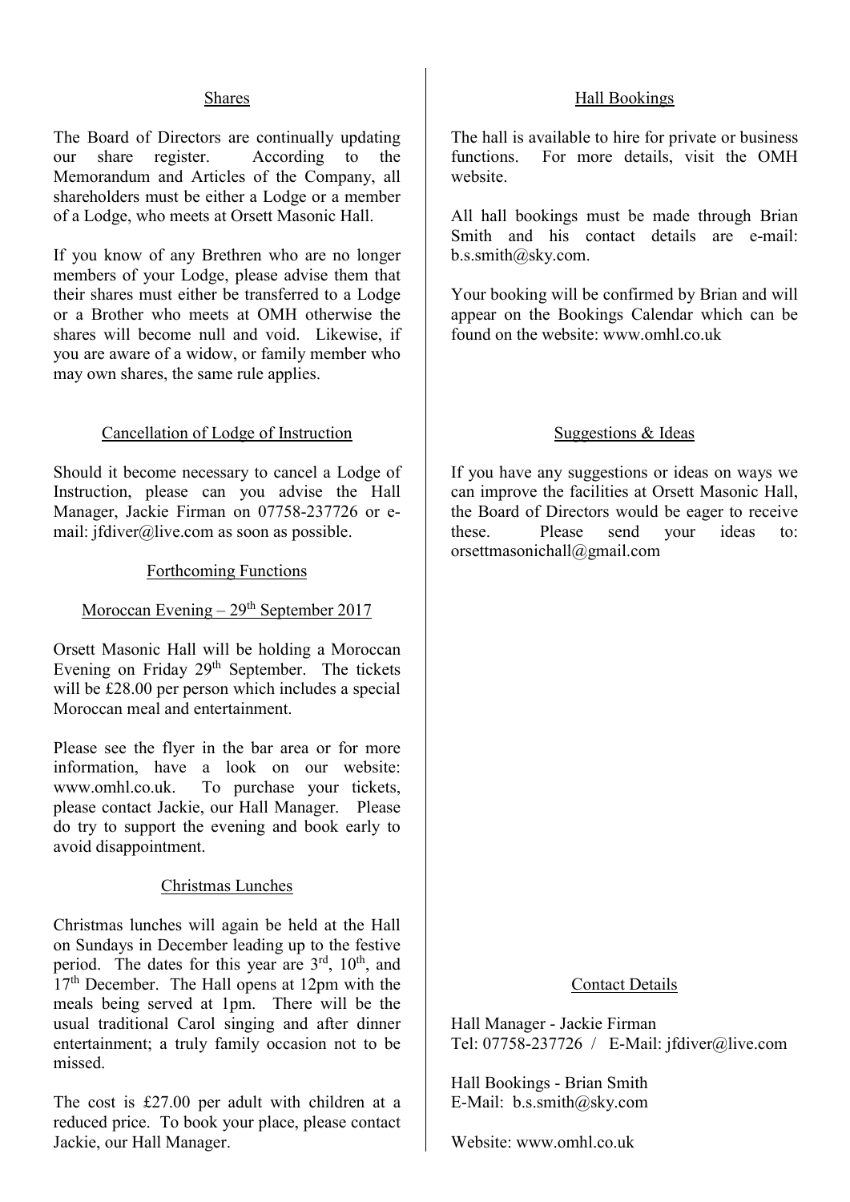## Shares

The Board of Directors are continually updating our share register. According to the Memorandum and Articles of the Company, all shareholders must be either a Lodge or a member of a Lodge, who meets at Orsett Masonic Hall.

If you know of any Brethren who are no longer members of your Lodge, please advise them that their shares must either be transferred to a Lodge or a Brother who meets at OMH otherwise the shares will become null and void. Likewise, if you are aware of a widow, or family member who may own shares, the same rule applies.

## Cancellation of Lodge of Instruction

Should it become necessary to cancel a Lodge of Instruction, please can you advise the Hall Manager, Jackie Firman on 07758-237726 or e-mail: jfdiver@live.com as soon as possible.

## Forthcoming Functions

### Moroccan Evening – 29th September 2017

Orsett Masonic Hall will be holding a Moroccan Evening on Friday 29th September. The tickets will be £28.00 per person which includes a special Moroccan meal and entertainment.

Please see the flyer in the bar area or for more information, have a look on our website: www.omhl.co.uk. To purchase your tickets, please contact Jackie, our Hall Manager. Please do try to support the evening and book early to avoid disappointment.

### Christmas Lunches

Christmas lunches will again be held at the Hall on Sundays in December leading up to the festive period. The dates for this year are 3rd, 10th, and 17th December. The Hall opens at 12pm with the meals being served at 1pm. There will be the usual traditional Carol singing and after dinner entertainment; a truly family occasion not to be missed.

The cost is £27.00 per adult with children at a reduced price. To book your place, please contact Jackie, our Hall Manager.

## Hall Bookings

The hall is available to hire for private or business functions. For more details, visit the OMH website.

All hall bookings must be made through Brian Smith and his contact details are e-mail: b.s.smith@sky.com.

Your booking will be confirmed by Brian and will appear on the Bookings Calendar which can be found on the website: www.omhl.co.uk

## Suggestions & Ideas

If you have any suggestions or ideas on ways we can improve the facilities at Orsett Masonic Hall, the Board of Directors would be eager to receive these. Please send your ideas to: orsettmasonichall@gmail.com

## Contact Details

Hall Manager - Jackie Firman
Tel: 07758-237726 / E-Mail: jfdiver@live.com

Hall Bookings - Brian Smith
E-Mail: b.s.smith@sky.com

Website: www.omhl.co.uk